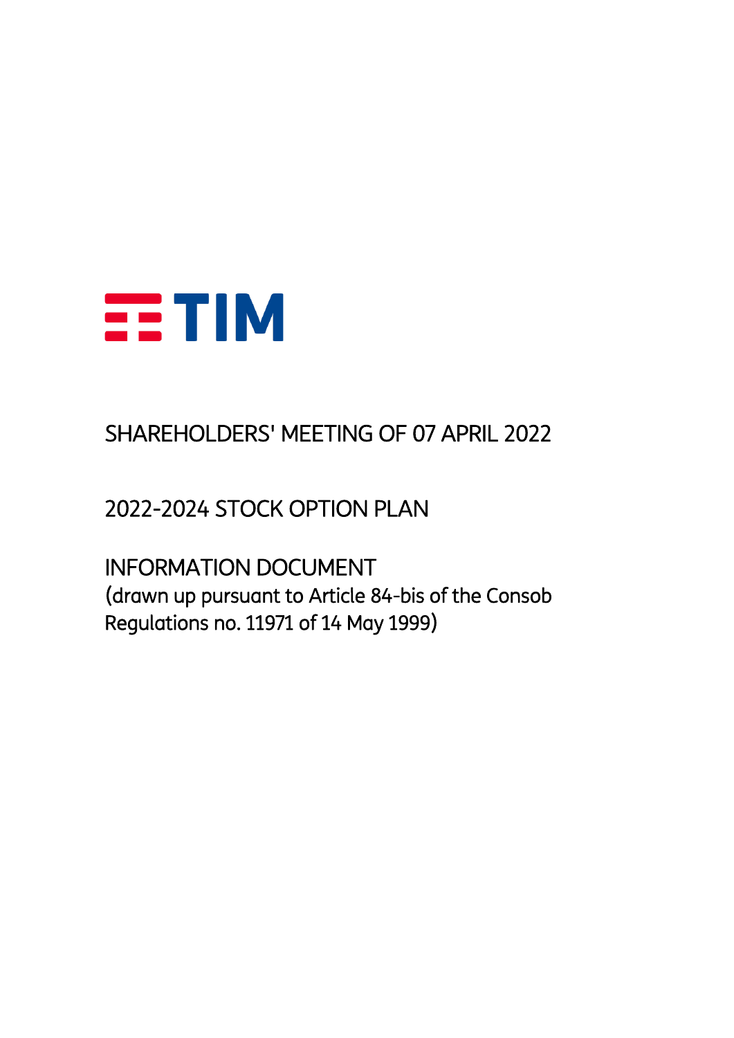TIM

# SHAREHOLDERS' MEETING OF 07 APRIL 2022

## 2022-2024 STOCK OPTION PLAN

## INFORMATION DOCUMENT

(drawn up pursuant to Article 84-bis of the Consob Regulations no. 11971 of 14 May 1999)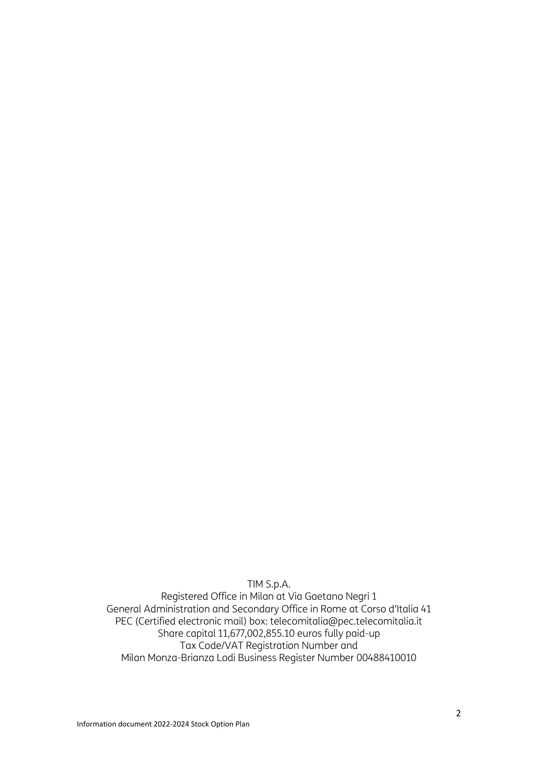TIM S.p.A.
Registered Office in Milan at Via Gaetano Negri 1
General Administration and Secondary Office in Rome at Corso d'Italia 41
PEC (Certified electronic mail) box: telecomitalia@pec.telecomitalia.it
Share capital 11,677,002,855.10 euros fully paid-up
Tax Code/VAT Registration Number and
Milan Monza-Brianza Lodi Business Register Number 00488410010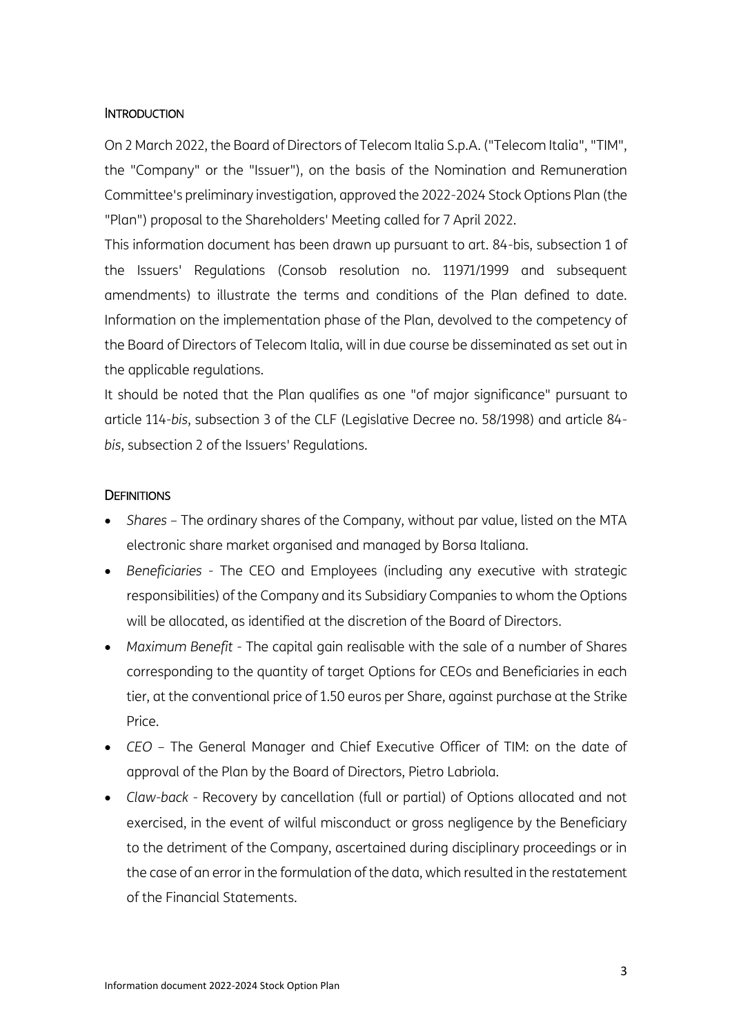## INTRODUCTION

On 2 March 2022, the Board of Directors of Telecom Italia S.p.A. ("Telecom Italia", "TIM", the "Company" or the "Issuer"), on the basis of the Nomination and Remuneration Committee's preliminary investigation, approved the 2022-2024 Stock Options Plan (the "Plan") proposal to the Shareholders' Meeting called for 7 April 2022.

This information document has been drawn up pursuant to art. 84-bis, subsection 1 of the Issuers' Regulations (Consob resolution no. 11971/1999 and subsequent amendments) to illustrate the terms and conditions of the Plan defined to date. Information on the implementation phase of the Plan, devolved to the competency of the Board of Directors of Telecom Italia, will in due course be disseminated as set out in the applicable regulations.

It should be noted that the Plan qualifies as one "of major significance" pursuant to article 114-*bis*, subsection 3 of the CLF (Legislative Decree no. 58/1998) and article 84-*bis*, subsection 2 of the Issuers' Regulations.

## DEFINITIONS

- *Shares* – The ordinary shares of the Company, without par value, listed on the MTA electronic share market organised and managed by Borsa Italiana.
- *Beneficiaries* - The CEO and Employees (including any executive with strategic responsibilities) of the Company and its Subsidiary Companies to whom the Options will be allocated, as identified at the discretion of the Board of Directors.
- *Maximum Benefit* - The capital gain realisable with the sale of a number of Shares corresponding to the quantity of target Options for CEOs and Beneficiaries in each tier, at the conventional price of 1.50 euros per Share, against purchase at the Strike Price.
- *CEO* – The General Manager and Chief Executive Officer of TIM: on the date of approval of the Plan by the Board of Directors, Pietro Labriola.
- *Claw-back* - Recovery by cancellation (full or partial) of Options allocated and not exercised, in the event of wilful misconduct or gross negligence by the Beneficiary to the detriment of the Company, ascertained during disciplinary proceedings or in the case of an error in the formulation of the data, which resulted in the restatement of the Financial Statements.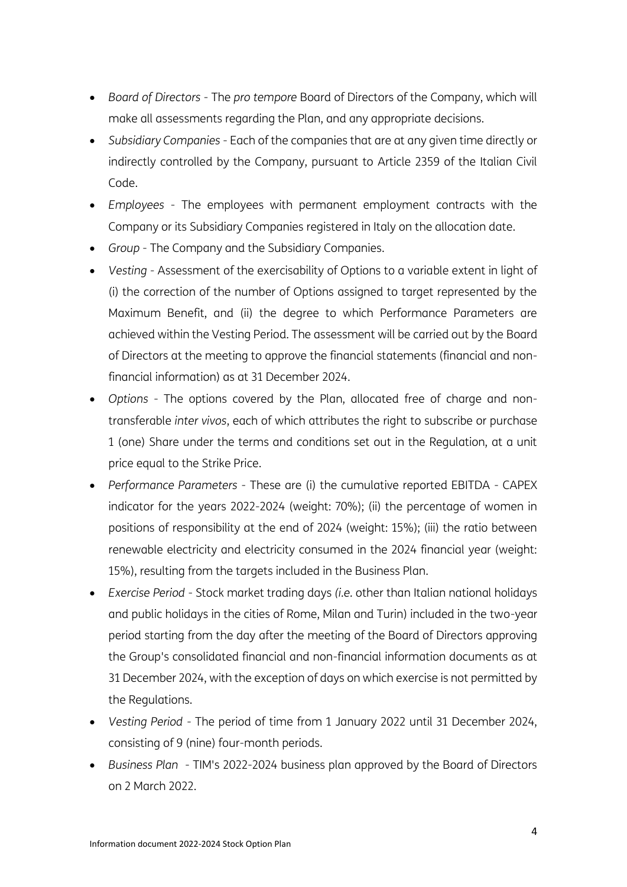- *Board of Directors* - The *pro tempore* Board of Directors of the Company, which will make all assessments regarding the Plan, and any appropriate decisions.
- *Subsidiary Companies* - Each of the companies that are at any given time directly or indirectly controlled by the Company, pursuant to Article 2359 of the Italian Civil Code.
- *Employees* - The employees with permanent employment contracts with the Company or its Subsidiary Companies registered in Italy on the allocation date.
- *Group* - The Company and the Subsidiary Companies.
- *Vesting* - Assessment of the exercisability of Options to a variable extent in light of (i) the correction of the number of Options assigned to target represented by the Maximum Benefit, and (ii) the degree to which Performance Parameters are achieved within the Vesting Period. The assessment will be carried out by the Board of Directors at the meeting to approve the financial statements (financial and non-financial information) as at 31 December 2024.
- *Options* - The options covered by the Plan, allocated free of charge and non-transferable *inter vivos*, each of which attributes the right to subscribe or purchase 1 (one) Share under the terms and conditions set out in the Regulation, at a unit price equal to the Strike Price.
- *Performance Parameters* - These are (i) the cumulative reported EBITDA - CAPEX indicator for the years 2022-2024 (weight: 70%); (ii) the percentage of women in positions of responsibility at the end of 2024 (weight: 15%); (iii) the ratio between renewable electricity and electricity consumed in the 2024 financial year (weight: 15%), resulting from the targets included in the Business Plan.
- *Exercise Period* - Stock market trading days *(i.e.* other than Italian national holidays and public holidays in the cities of Rome, Milan and Turin) included in the two-year period starting from the day after the meeting of the Board of Directors approving the Group's consolidated financial and non-financial information documents as at 31 December 2024, with the exception of days on which exercise is not permitted by the Regulations.
- *Vesting Period* - The period of time from 1 January 2022 until 31 December 2024, consisting of 9 (nine) four-month periods.
- *Business Plan* - TIM's 2022-2024 business plan approved by the Board of Directors on 2 March 2022.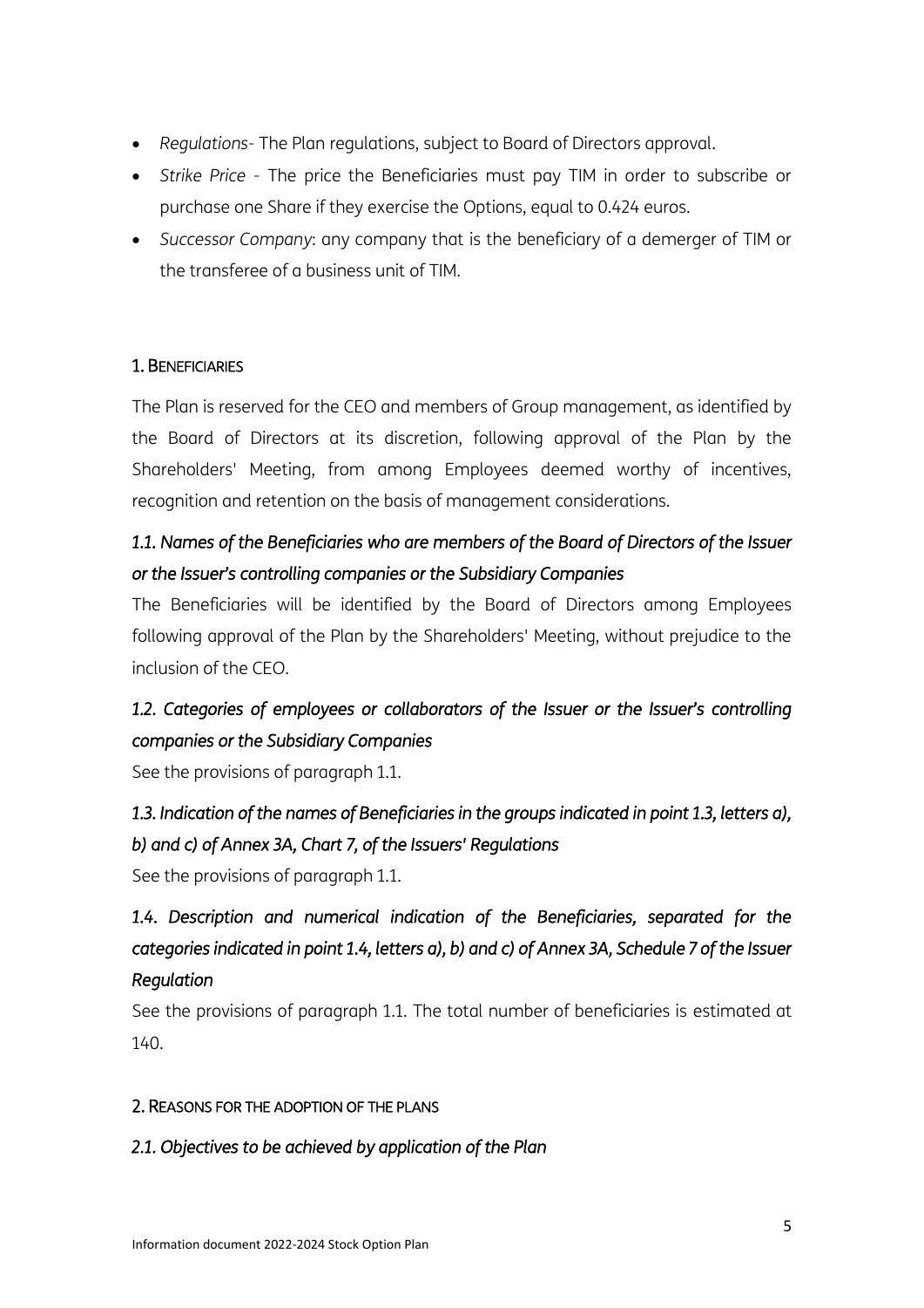- *Regulations*- The Plan regulations, subject to Board of Directors approval.
- *Strike Price* - The price the Beneficiaries must pay TIM in order to subscribe or purchase one Share if they exercise the Options, equal to 0.424 euros.
- *Successor Company*: any company that is the beneficiary of a demerger of TIM or the transferee of a business unit of TIM.

## 1. BENEFICIARIES

The Plan is reserved for the CEO and members of Group management, as identified by the Board of Directors at its discretion, following approval of the Plan by the Shareholders' Meeting, from among Employees deemed worthy of incentives, recognition and retention on the basis of management considerations.

### *1.1. Names of the Beneficiaries who are members of the Board of Directors of the Issuer or the Issuer's controlling companies or the Subsidiary Companies*

The Beneficiaries will be identified by the Board of Directors among Employees following approval of the Plan by the Shareholders' Meeting, without prejudice to the inclusion of the CEO.

### *1.2. Categories of employees or collaborators of the Issuer or the Issuer's controlling companies or the Subsidiary Companies*

See the provisions of paragraph 1.1.

### *1.3. Indication of the names of Beneficiaries in the groups indicated in point 1.3, letters a), b) and c) of Annex 3A, Chart 7, of the Issuers' Regulations*

See the provisions of paragraph 1.1.

### *1.4. Description and numerical indication of the Beneficiaries, separated for the categories indicated in point 1.4, letters a), b) and c) of Annex 3A, Schedule 7 of the Issuer Regulation*

See the provisions of paragraph 1.1. The total number of beneficiaries is estimated at 140.

## 2. REASONS FOR THE ADOPTION OF THE PLANS

### *2.1. Objectives to be achieved by application of the Plan*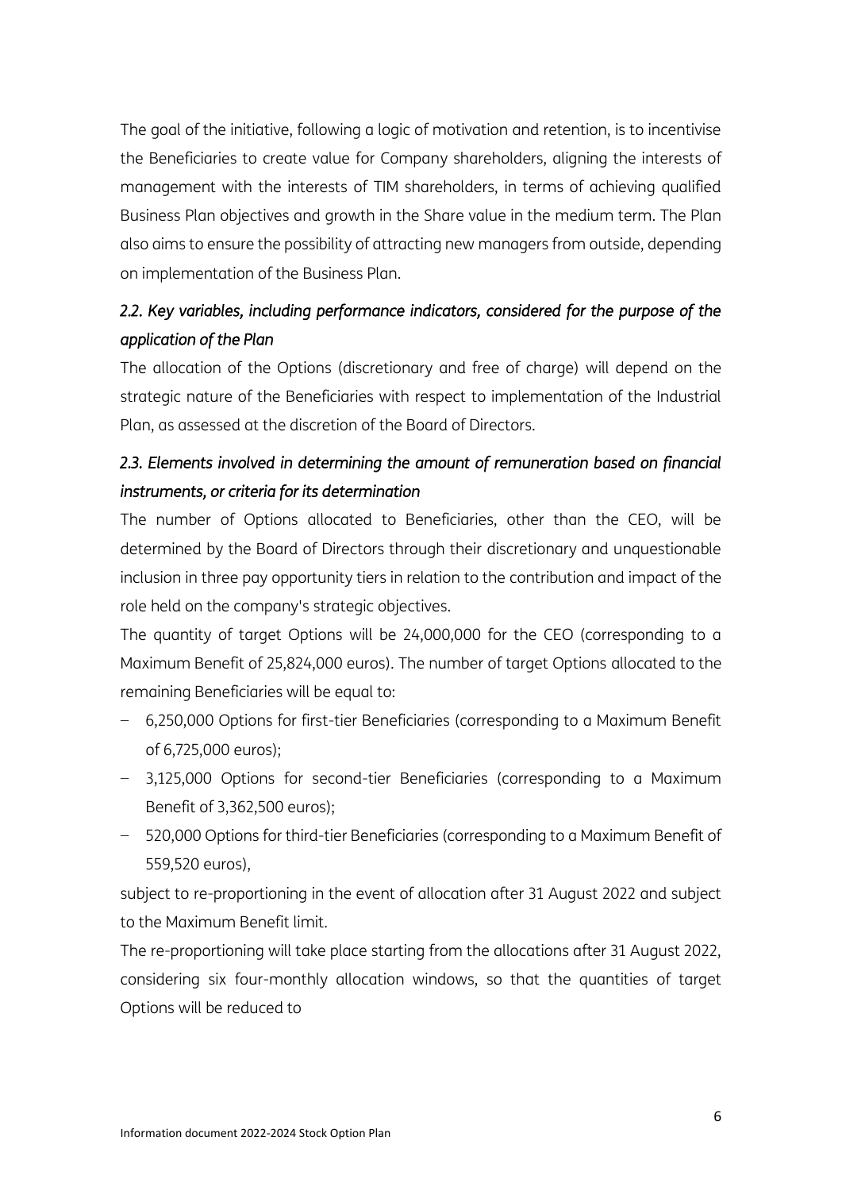The goal of the initiative, following a logic of motivation and retention, is to incentivise the Beneficiaries to create value for Company shareholders, aligning the interests of management with the interests of TIM shareholders, in terms of achieving qualified Business Plan objectives and growth in the Share value in the medium term. The Plan also aims to ensure the possibility of attracting new managers from outside, depending on implementation of the Business Plan.

### *2.2. Key variables, including performance indicators, considered for the purpose of the application of the Plan*

The allocation of the Options (discretionary and free of charge) will depend on the strategic nature of the Beneficiaries with respect to implementation of the Industrial Plan, as assessed at the discretion of the Board of Directors.

### *2.3. Elements involved in determining the amount of remuneration based on financial instruments, or criteria for its determination*

The number of Options allocated to Beneficiaries, other than the CEO, will be determined by the Board of Directors through their discretionary and unquestionable inclusion in three pay opportunity tiers in relation to the contribution and impact of the role held on the company's strategic objectives.

The quantity of target Options will be 24,000,000 for the CEO (corresponding to a Maximum Benefit of 25,824,000 euros). The number of target Options allocated to the remaining Beneficiaries will be equal to:

- 6,250,000 Options for first-tier Beneficiaries (corresponding to a Maximum Benefit of 6,725,000 euros);
- 3,125,000 Options for second-tier Beneficiaries (corresponding to a Maximum Benefit of 3,362,500 euros);
- 520,000 Options for third-tier Beneficiaries (corresponding to a Maximum Benefit of 559,520 euros),

subject to re-proportioning in the event of allocation after 31 August 2022 and subject to the Maximum Benefit limit.

The re-proportioning will take place starting from the allocations after 31 August 2022, considering six four-monthly allocation windows, so that the quantities of target Options will be reduced to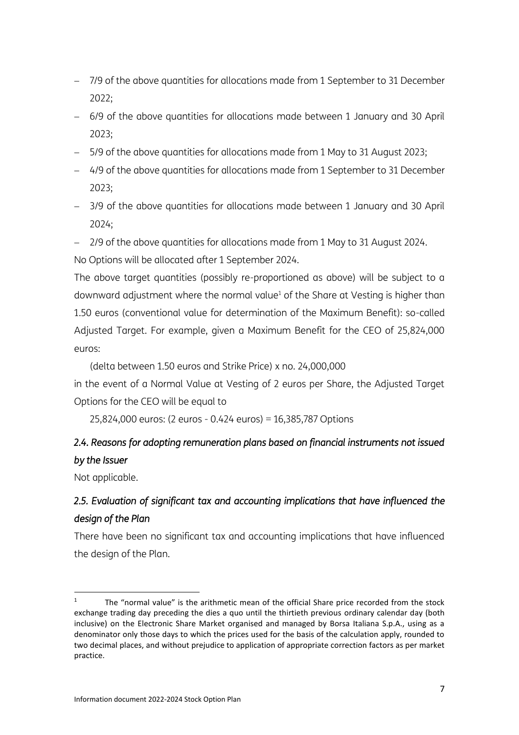- 7/9 of the above quantities for allocations made from 1 September to 31 December 2022;
- 6/9 of the above quantities for allocations made between 1 January and 30 April 2023;
- 5/9 of the above quantities for allocations made from 1 May to 31 August 2023;
- 4/9 of the above quantities for allocations made from 1 September to 31 December 2023;
- 3/9 of the above quantities for allocations made between 1 January and 30 April 2024;
- 2/9 of the above quantities for allocations made from 1 May to 31 August 2024.

No Options will be allocated after 1 September 2024.

The above target quantities (possibly re-proportioned as above) will be subject to a downward adjustment where the normal value[1] of the Share at Vesting is higher than 1.50 euros (conventional value for determination of the Maximum Benefit): so-called Adjusted Target. For example, given a Maximum Benefit for the CEO of 25,824,000 euros:

(delta between 1.50 euros and Strike Price) x no. 24,000,000

in the event of a Normal Value at Vesting of 2 euros per Share, the Adjusted Target Options for the CEO will be equal to

25,824,000 euros: (2 euros - 0.424 euros) = 16,385,787 Options

## *2.4. Reasons for adopting remuneration plans based on financial instruments not issued by the Issuer*

Not applicable.

## *2.5. Evaluation of significant tax and accounting implications that have influenced the design of the Plan*

There have been no significant tax and accounting implications that have influenced the design of the Plan.

---

[1] The "normal value" is the arithmetic mean of the official Share price recorded from the stock exchange trading day preceding the dies a quo until the thirtieth previous ordinary calendar day (both inclusive) on the Electronic Share Market organised and managed by Borsa Italiana S.p.A., using as a denominator only those days to which the prices used for the basis of the calculation apply, rounded to two decimal places, and without prejudice to application of appropriate correction factors as per market practice.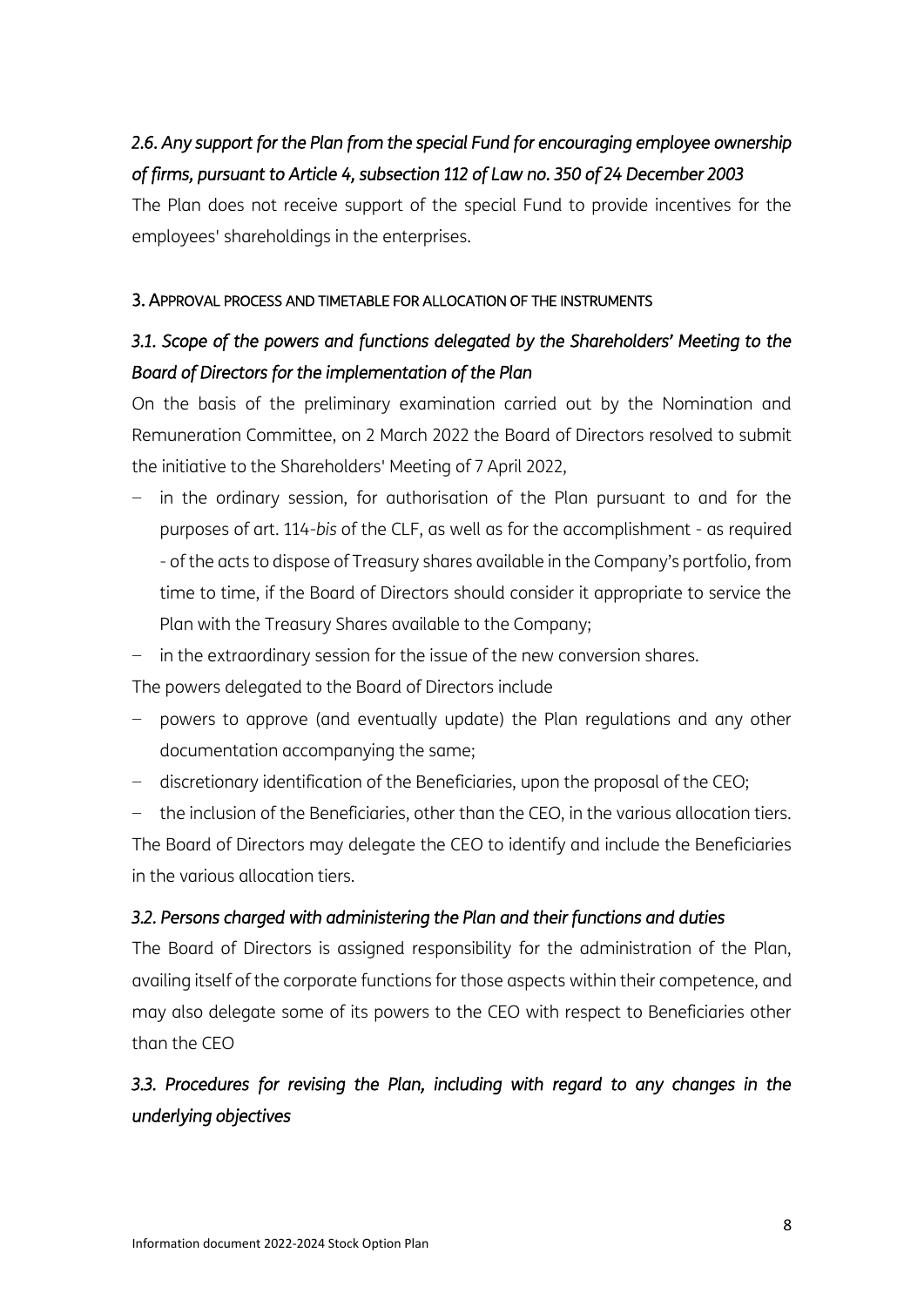### *2.6. Any support for the Plan from the special Fund for encouraging employee ownership of firms, pursuant to Article 4, subsection 112 of Law no. 350 of 24 December 2003*

The Plan does not receive support of the special Fund to provide incentives for the employees' shareholdings in the enterprises.

## 3. APPROVAL PROCESS AND TIMETABLE FOR ALLOCATION OF THE INSTRUMENTS

### *3.1. Scope of the powers and functions delegated by the Shareholders' Meeting to the Board of Directors for the implementation of the Plan*

On the basis of the preliminary examination carried out by the Nomination and Remuneration Committee, on 2 March 2022 the Board of Directors resolved to submit the initiative to the Shareholders' Meeting of 7 April 2022,

- in the ordinary session, for authorisation of the Plan pursuant to and for the purposes of art. 114-*bis* of the CLF, as well as for the accomplishment - as required - of the acts to dispose of Treasury shares available in the Company's portfolio, from time to time, if the Board of Directors should consider it appropriate to service the Plan with the Treasury Shares available to the Company;
- in the extraordinary session for the issue of the new conversion shares.

The powers delegated to the Board of Directors include

- powers to approve (and eventually update) the Plan regulations and any other documentation accompanying the same;
- discretionary identification of the Beneficiaries, upon the proposal of the CEO;
- the inclusion of the Beneficiaries, other than the CEO, in the various allocation tiers.

The Board of Directors may delegate the CEO to identify and include the Beneficiaries in the various allocation tiers.

### *3.2. Persons charged with administering the Plan and their functions and duties*

The Board of Directors is assigned responsibility for the administration of the Plan, availing itself of the corporate functions for those aspects within their competence, and may also delegate some of its powers to the CEO with respect to Beneficiaries other than the CEO

### *3.3. Procedures for revising the Plan, including with regard to any changes in the underlying objectives*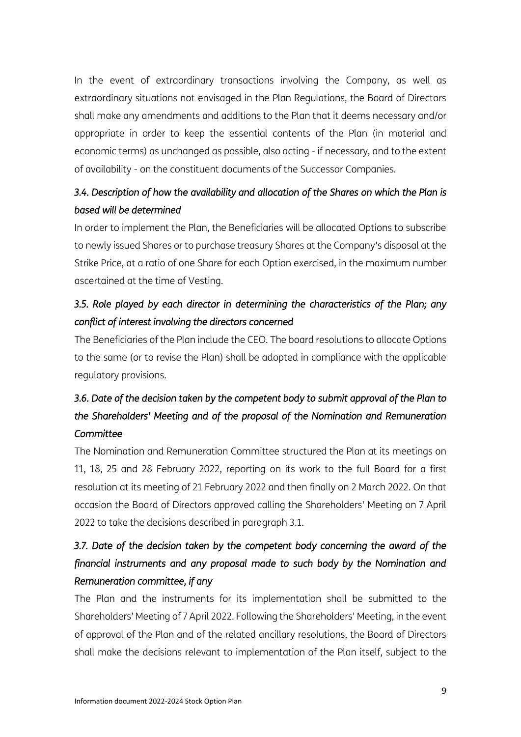In the event of extraordinary transactions involving the Company, as well as extraordinary situations not envisaged in the Plan Regulations, the Board of Directors shall make any amendments and additions to the Plan that it deems necessary and/or appropriate in order to keep the essential contents of the Plan (in material and economic terms) as unchanged as possible, also acting - if necessary, and to the extent of availability - on the constituent documents of the Successor Companies.

### *3.4. Description of how the availability and allocation of the Shares on which the Plan is based will be determined*

In order to implement the Plan, the Beneficiaries will be allocated Options to subscribe to newly issued Shares or to purchase treasury Shares at the Company's disposal at the Strike Price, at a ratio of one Share for each Option exercised, in the maximum number ascertained at the time of Vesting.

### *3.5. Role played by each director in determining the characteristics of the Plan; any conflict of interest involving the directors concerned*

The Beneficiaries of the Plan include the CEO. The board resolutions to allocate Options to the same (or to revise the Plan) shall be adopted in compliance with the applicable regulatory provisions.

### *3.6. Date of the decision taken by the competent body to submit approval of the Plan to the Shareholders' Meeting and of the proposal of the Nomination and Remuneration Committee*

The Nomination and Remuneration Committee structured the Plan at its meetings on 11, 18, 25 and 28 February 2022, reporting on its work to the full Board for a first resolution at its meeting of 21 February 2022 and then finally on 2 March 2022. On that occasion the Board of Directors approved calling the Shareholders' Meeting on 7 April 2022 to take the decisions described in paragraph 3.1.

### *3.7. Date of the decision taken by the competent body concerning the award of the financial instruments and any proposal made to such body by the Nomination and Remuneration committee, if any*

The Plan and the instruments for its implementation shall be submitted to the Shareholders' Meeting of 7 April 2022. Following the Shareholders' Meeting, in the event of approval of the Plan and of the related ancillary resolutions, the Board of Directors shall make the decisions relevant to implementation of the Plan itself, subject to the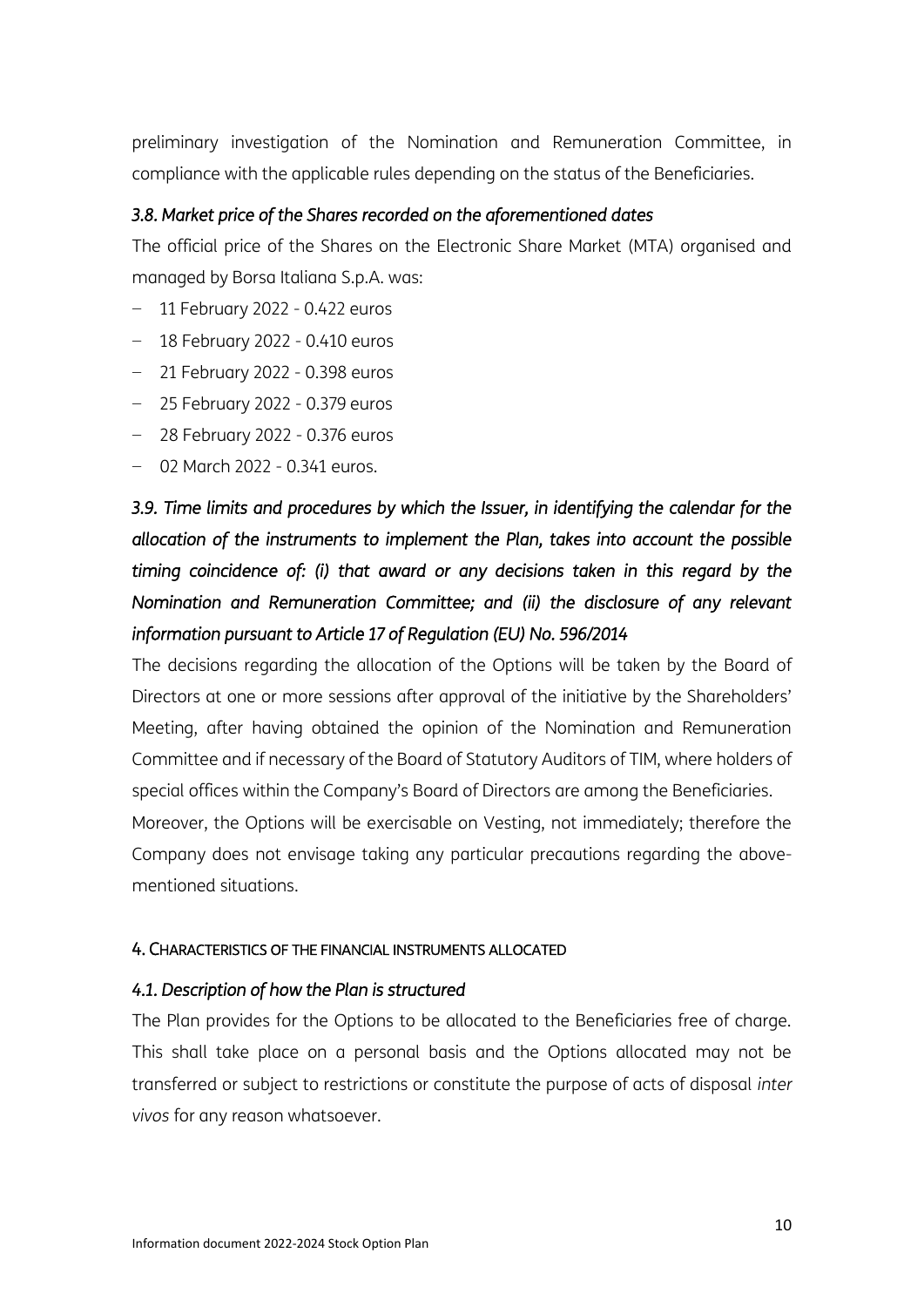preliminary investigation of the Nomination and Remuneration Committee, in compliance with the applicable rules depending on the status of the Beneficiaries.

### *3.8. Market price of the Shares recorded on the aforementioned dates*

The official price of the Shares on the Electronic Share Market (MTA) organised and managed by Borsa Italiana S.p.A. was:

- 11 February 2022 - 0.422 euros
- 18 February 2022 - 0.410 euros
- 21 February 2022 - 0.398 euros
- 25 February 2022 - 0.379 euros
- 28 February 2022 - 0.376 euros
- 02 March 2022 - 0.341 euros.

### *3.9. Time limits and procedures by which the Issuer, in identifying the calendar for the allocation of the instruments to implement the Plan, takes into account the possible timing coincidence of: (i) that award or any decisions taken in this regard by the Nomination and Remuneration Committee; and (ii) the disclosure of any relevant information pursuant to Article 17 of Regulation (EU) No. 596/2014*

The decisions regarding the allocation of the Options will be taken by the Board of Directors at one or more sessions after approval of the initiative by the Shareholders' Meeting, after having obtained the opinion of the Nomination and Remuneration Committee and if necessary of the Board of Statutory Auditors of TIM, where holders of special offices within the Company's Board of Directors are among the Beneficiaries.

Moreover, the Options will be exercisable on Vesting, not immediately; therefore the Company does not envisage taking any particular precautions regarding the above-mentioned situations.

## 4. CHARACTERISTICS OF THE FINANCIAL INSTRUMENTS ALLOCATED

### *4.1. Description of how the Plan is structured*

The Plan provides for the Options to be allocated to the Beneficiaries free of charge. This shall take place on a personal basis and the Options allocated may not be transferred or subject to restrictions or constitute the purpose of acts of disposal *inter vivos* for any reason whatsoever.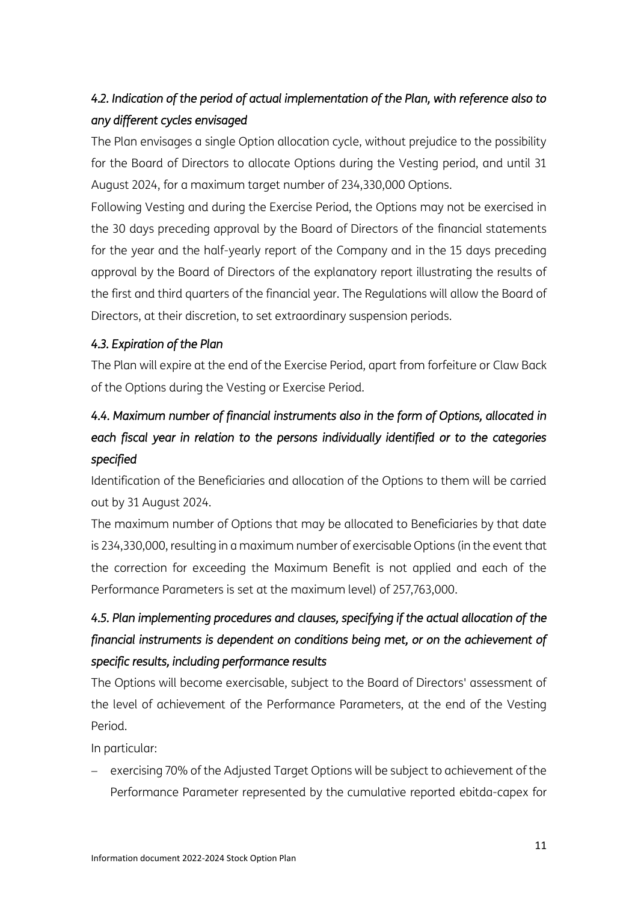### *4.2. Indication of the period of actual implementation of the Plan, with reference also to any different cycles envisaged*

The Plan envisages a single Option allocation cycle, without prejudice to the possibility for the Board of Directors to allocate Options during the Vesting period, and until 31 August 2024, for a maximum target number of 234,330,000 Options.

Following Vesting and during the Exercise Period, the Options may not be exercised in the 30 days preceding approval by the Board of Directors of the financial statements for the year and the half-yearly report of the Company and in the 15 days preceding approval by the Board of Directors of the explanatory report illustrating the results of the first and third quarters of the financial year. The Regulations will allow the Board of Directors, at their discretion, to set extraordinary suspension periods.

### *4.3. Expiration of the Plan*

The Plan will expire at the end of the Exercise Period, apart from forfeiture or Claw Back of the Options during the Vesting or Exercise Period.

### *4.4. Maximum number of financial instruments also in the form of Options, allocated in each fiscal year in relation to the persons individually identified or to the categories specified*

Identification of the Beneficiaries and allocation of the Options to them will be carried out by 31 August 2024.

The maximum number of Options that may be allocated to Beneficiaries by that date is 234,330,000, resulting in a maximum number of exercisable Options (in the event that the correction for exceeding the Maximum Benefit is not applied and each of the Performance Parameters is set at the maximum level) of 257,763,000.

### *4.5. Plan implementing procedures and clauses, specifying if the actual allocation of the financial instruments is dependent on conditions being met, or on the achievement of specific results, including performance results*

The Options will become exercisable, subject to the Board of Directors' assessment of the level of achievement of the Performance Parameters, at the end of the Vesting Period.

In particular:

- exercising 70% of the Adjusted Target Options will be subject to achievement of the Performance Parameter represented by the cumulative reported ebitda-capex for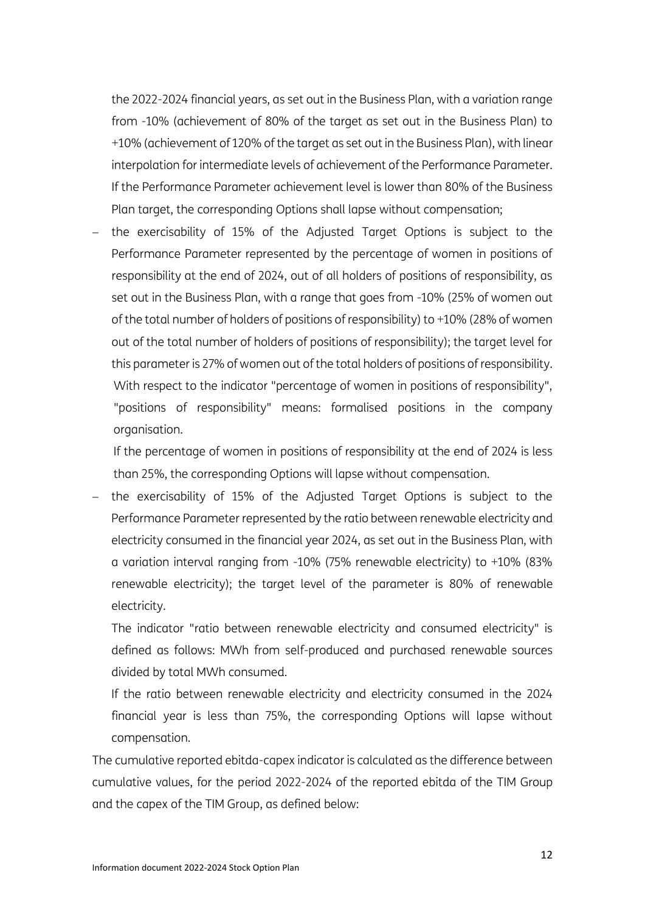the 2022-2024 financial years, as set out in the Business Plan, with a variation range from -10% (achievement of 80% of the target as set out in the Business Plan) to +10% (achievement of 120% of the target as set out in the Business Plan), with linear interpolation for intermediate levels of achievement of the Performance Parameter. If the Performance Parameter achievement level is lower than 80% of the Business Plan target, the corresponding Options shall lapse without compensation;

- the exercisability of 15% of the Adjusted Target Options is subject to the Performance Parameter represented by the percentage of women in positions of responsibility at the end of 2024, out of all holders of positions of responsibility, as set out in the Business Plan, with a range that goes from -10% (25% of women out of the total number of holders of positions of responsibility) to +10% (28% of women out of the total number of holders of positions of responsibility); the target level for this parameter is 27% of women out of the total holders of positions of responsibility.

  With respect to the indicator "percentage of women in positions of responsibility", "positions of responsibility" means: formalised positions in the company organisation.

  If the percentage of women in positions of responsibility at the end of 2024 is less than 25%, the corresponding Options will lapse without compensation.

- the exercisability of 15% of the Adjusted Target Options is subject to the Performance Parameter represented by the ratio between renewable electricity and electricity consumed in the financial year 2024, as set out in the Business Plan, with a variation interval ranging from -10% (75% renewable electricity) to +10% (83% renewable electricity); the target level of the parameter is 80% of renewable electricity.

  The indicator "ratio between renewable electricity and consumed electricity" is defined as follows: MWh from self-produced and purchased renewable sources divided by total MWh consumed.

  If the ratio between renewable electricity and electricity consumed in the 2024 financial year is less than 75%, the corresponding Options will lapse without compensation.

The cumulative reported ebitda-capex indicator is calculated as the difference between cumulative values, for the period 2022-2024 of the reported ebitda of the TIM Group and the capex of the TIM Group, as defined below: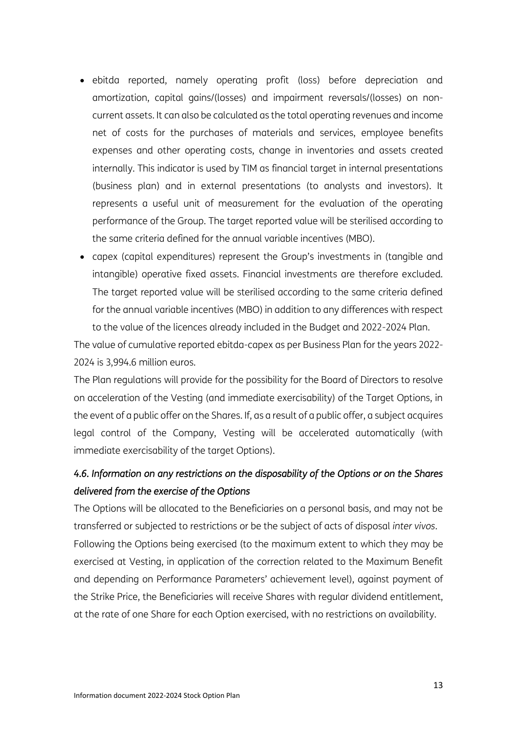- ebitda reported, namely operating profit (loss) before depreciation and amortization, capital gains/(losses) and impairment reversals/(losses) on non-current assets. It can also be calculated as the total operating revenues and income net of costs for the purchases of materials and services, employee benefits expenses and other operating costs, change in inventories and assets created internally. This indicator is used by TIM as financial target in internal presentations (business plan) and in external presentations (to analysts and investors). It represents a useful unit of measurement for the evaluation of the operating performance of the Group. The target reported value will be sterilised according to the same criteria defined for the annual variable incentives (MBO).
- capex (capital expenditures) represent the Group's investments in (tangible and intangible) operative fixed assets. Financial investments are therefore excluded. The target reported value will be sterilised according to the same criteria defined for the annual variable incentives (MBO) in addition to any differences with respect to the value of the licences already included in the Budget and 2022-2024 Plan.

The value of cumulative reported ebitda-capex as per Business Plan for the years 2022-2024 is 3,994.6 million euros.

The Plan regulations will provide for the possibility for the Board of Directors to resolve on acceleration of the Vesting (and immediate exercisability) of the Target Options, in the event of a public offer on the Shares. If, as a result of a public offer, a subject acquires legal control of the Company, Vesting will be accelerated automatically (with immediate exercisability of the target Options).

### *4.6. Information on any restrictions on the disposability of the Options or on the Shares delivered from the exercise of the Options*

The Options will be allocated to the Beneficiaries on a personal basis, and may not be transferred or subjected to restrictions or be the subject of acts of disposal *inter vivos*.

Following the Options being exercised (to the maximum extent to which they may be exercised at Vesting, in application of the correction related to the Maximum Benefit and depending on Performance Parameters' achievement level), against payment of the Strike Price, the Beneficiaries will receive Shares with regular dividend entitlement, at the rate of one Share for each Option exercised, with no restrictions on availability.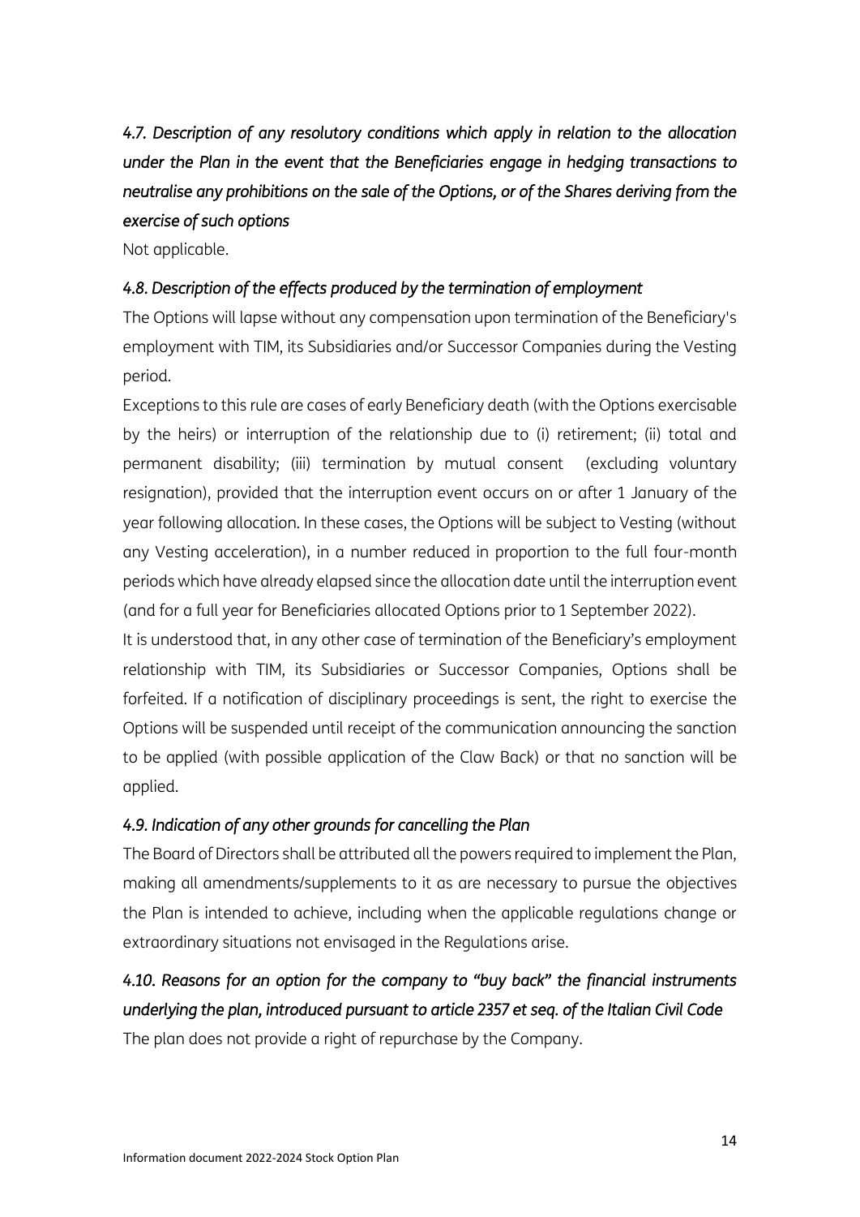### *4.7. Description of any resolutory conditions which apply in relation to the allocation under the Plan in the event that the Beneficiaries engage in hedging transactions to neutralise any prohibitions on the sale of the Options, or of the Shares deriving from the exercise of such options*

Not applicable.

### *4.8. Description of the effects produced by the termination of employment*

The Options will lapse without any compensation upon termination of the Beneficiary's employment with TIM, its Subsidiaries and/or Successor Companies during the Vesting period.

Exceptions to this rule are cases of early Beneficiary death (with the Options exercisable by the heirs) or interruption of the relationship due to (i) retirement; (ii) total and permanent disability; (iii) termination by mutual consent (excluding voluntary resignation), provided that the interruption event occurs on or after 1 January of the year following allocation. In these cases, the Options will be subject to Vesting (without any Vesting acceleration), in a number reduced in proportion to the full four-month periods which have already elapsed since the allocation date until the interruption event (and for a full year for Beneficiaries allocated Options prior to 1 September 2022).

It is understood that, in any other case of termination of the Beneficiary's employment relationship with TIM, its Subsidiaries or Successor Companies, Options shall be forfeited. If a notification of disciplinary proceedings is sent, the right to exercise the Options will be suspended until receipt of the communication announcing the sanction to be applied (with possible application of the Claw Back) or that no sanction will be applied.

### *4.9. Indication of any other grounds for cancelling the Plan*

The Board of Directors shall be attributed all the powers required to implement the Plan, making all amendments/supplements to it as are necessary to pursue the objectives the Plan is intended to achieve, including when the applicable regulations change or extraordinary situations not envisaged in the Regulations arise.

### *4.10. Reasons for an option for the company to "buy back" the financial instruments underlying the plan, introduced pursuant to article 2357 et seq. of the Italian Civil Code*

The plan does not provide a right of repurchase by the Company.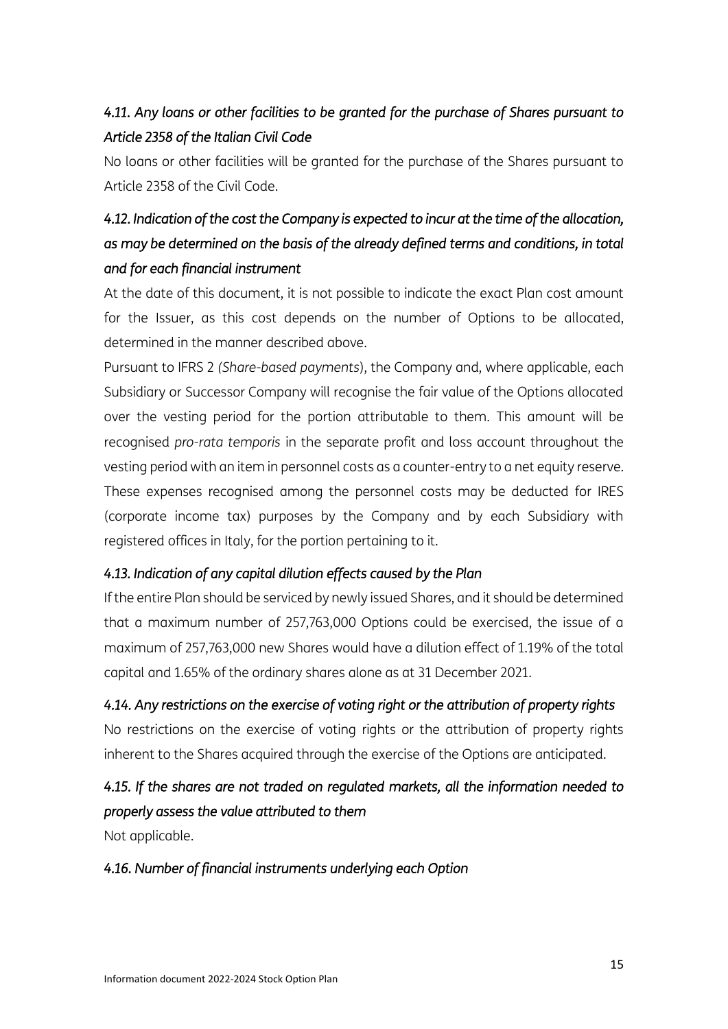### *4.11. Any loans or other facilities to be granted for the purchase of Shares pursuant to Article 2358 of the Italian Civil Code*

No loans or other facilities will be granted for the purchase of the Shares pursuant to Article 2358 of the Civil Code.

### *4.12. Indication of the cost the Company is expected to incur at the time of the allocation, as may be determined on the basis of the already defined terms and conditions, in total and for each financial instrument*

At the date of this document, it is not possible to indicate the exact Plan cost amount for the Issuer, as this cost depends on the number of Options to be allocated, determined in the manner described above.

Pursuant to IFRS 2 *(Share-based payments*), the Company and, where applicable, each Subsidiary or Successor Company will recognise the fair value of the Options allocated over the vesting period for the portion attributable to them. This amount will be recognised *pro-rata temporis* in the separate profit and loss account throughout the vesting period with an item in personnel costs as a counter-entry to a net equity reserve. These expenses recognised among the personnel costs may be deducted for IRES (corporate income tax) purposes by the Company and by each Subsidiary with registered offices in Italy, for the portion pertaining to it.

### *4.13. Indication of any capital dilution effects caused by the Plan*

If the entire Plan should be serviced by newly issued Shares, and it should be determined that a maximum number of 257,763,000 Options could be exercised, the issue of a maximum of 257,763,000 new Shares would have a dilution effect of 1.19% of the total capital and 1.65% of the ordinary shares alone as at 31 December 2021.

### *4.14. Any restrictions on the exercise of voting right or the attribution of property rights*

No restrictions on the exercise of voting rights or the attribution of property rights inherent to the Shares acquired through the exercise of the Options are anticipated.

### *4.15. If the shares are not traded on regulated markets, all the information needed to properly assess the value attributed to them*

Not applicable.

### *4.16. Number of financial instruments underlying each Option*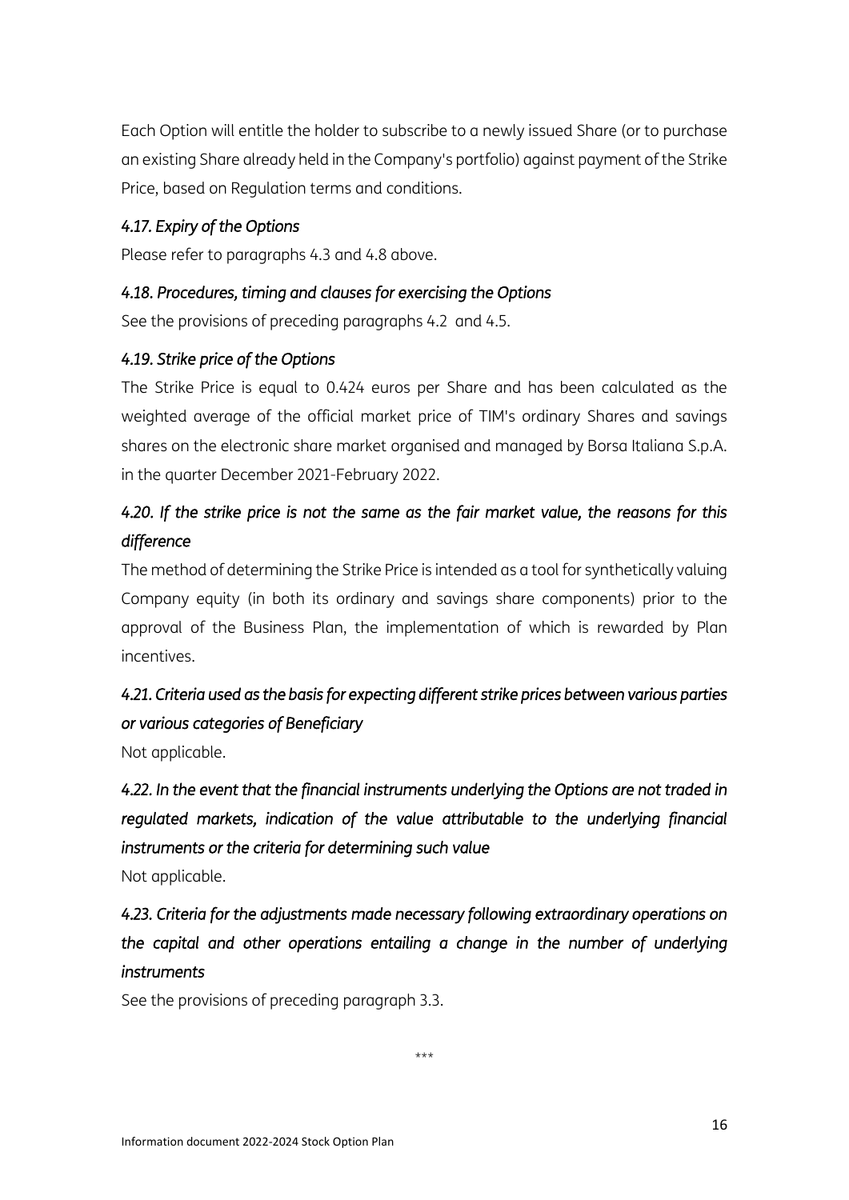Each Option will entitle the holder to subscribe to a newly issued Share (or to purchase an existing Share already held in the Company's portfolio) against payment of the Strike Price, based on Regulation terms and conditions.

### *4.17. Expiry of the Options*

Please refer to paragraphs 4.3 and 4.8 above.

### *4.18. Procedures, timing and clauses for exercising the Options*

See the provisions of preceding paragraphs 4.2 and 4.5.

### *4.19. Strike price of the Options*

The Strike Price is equal to 0.424 euros per Share and has been calculated as the weighted average of the official market price of TIM's ordinary Shares and savings shares on the electronic share market organised and managed by Borsa Italiana S.p.A. in the quarter December 2021-February 2022.

### *4.20. If the strike price is not the same as the fair market value, the reasons for this difference*

The method of determining the Strike Price is intended as a tool for synthetically valuing Company equity (in both its ordinary and savings share components) prior to the approval of the Business Plan, the implementation of which is rewarded by Plan incentives.

### *4.21. Criteria used as the basis for expecting different strike prices between various parties or various categories of Beneficiary*

Not applicable.

### *4.22. In the event that the financial instruments underlying the Options are not traded in regulated markets, indication of the value attributable to the underlying financial instruments or the criteria for determining such value*

Not applicable.

### *4.23. Criteria for the adjustments made necessary following extraordinary operations on the capital and other operations entailing a change in the number of underlying instruments*

See the provisions of preceding paragraph 3.3.

\*\*\*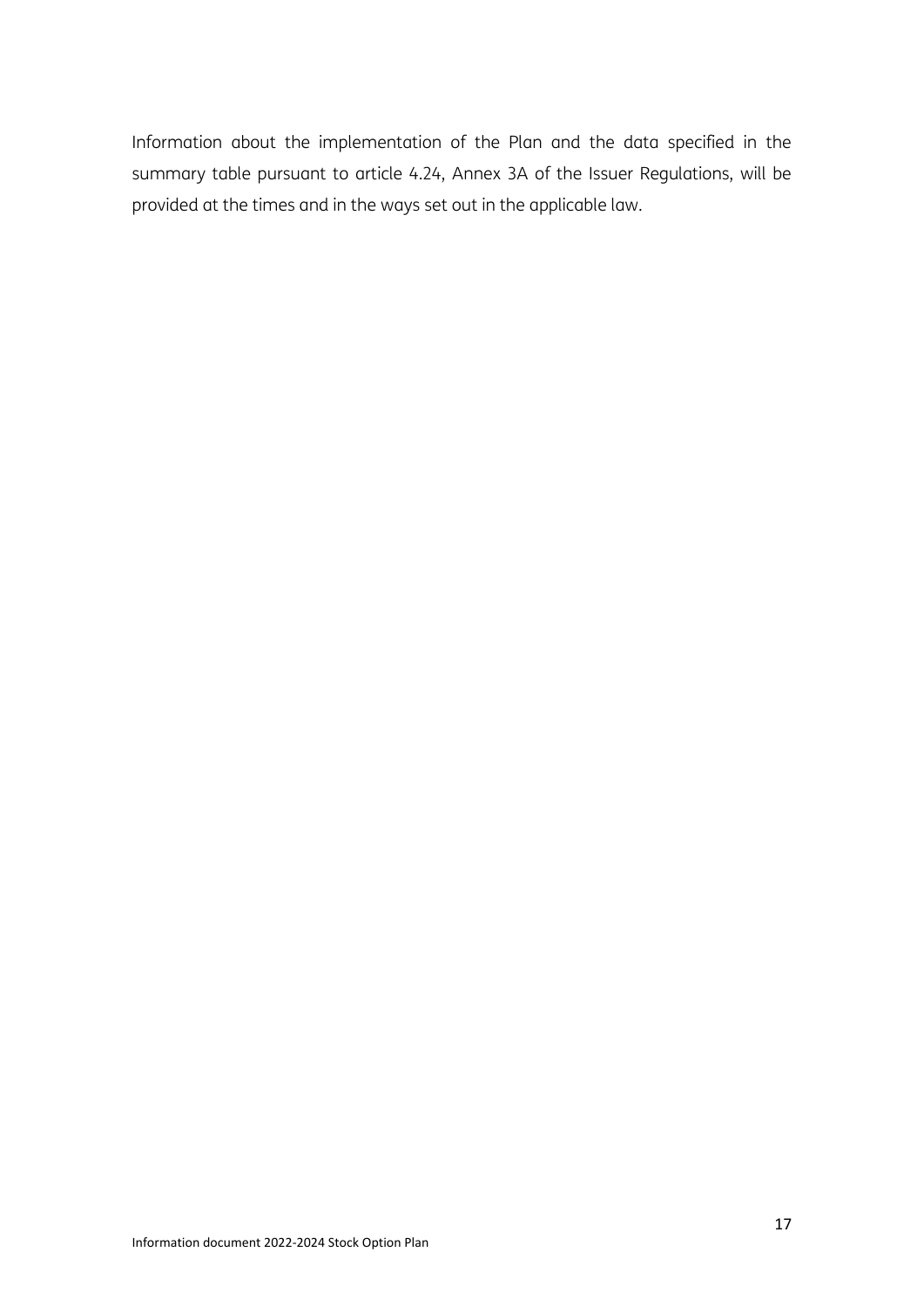Information about the implementation of the Plan and the data specified in the summary table pursuant to article 4.24, Annex 3A of the Issuer Regulations, will be provided at the times and in the ways set out in the applicable law.